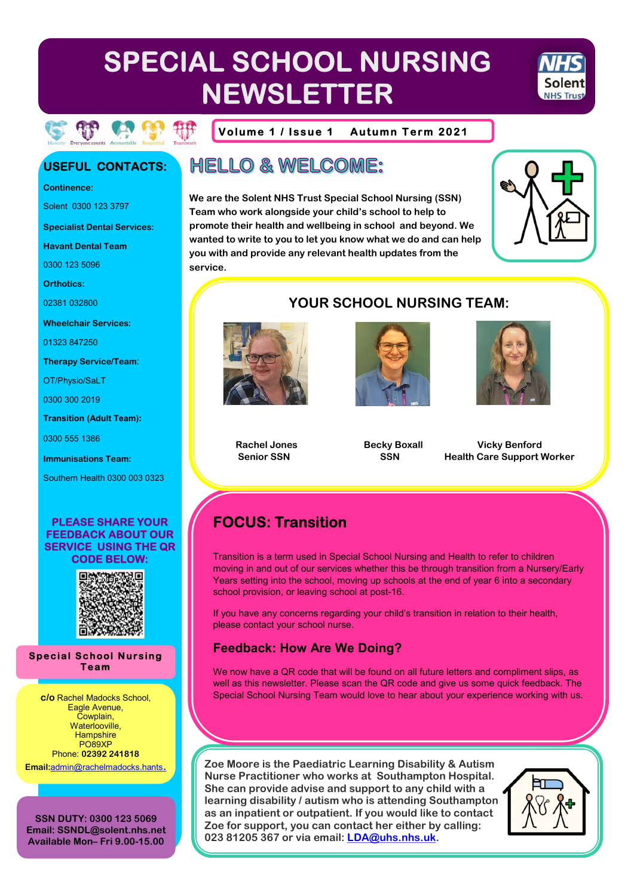# SPECIAL SCHOOL NURSING NEWSLETTER

Honesty · Everyone counts · Accountable · Respectful · Teamwork

**Volume 1 / Issue 1 Autumn Term 2021**

## HELLO & WELCOME:

**We are the Solent NHS Trust Special School Nursing (SSN) Team who work alongside your child's school to help to promote their health and wellbeing in school and beyond. We wanted to write to you to let you know what we do and can help you with and provide any relevant health updates from the service.**

## YOUR SCHOOL NURSING TEAM:

| Rachel Jones | Becky Boxall | Vicky Benford |
|---|---|---|
| Senior SSN | SSN | Health Care Support Worker |

## FOCUS: Transition

Transition is a term used in Special School Nursing and Health to refer to children moving in and out of our services whether this be through transition from a Nursery/Early Years setting into the school, moving up schools at the end of year 6 into a secondary school provision, or leaving school at post-16.

If you have any concerns regarding your child's transition in relation to their health, please contact your school nurse.

### Feedback: How Are We Doing?

We now have a QR code that will be found on all future letters and compliment slips, as well as this newsletter. Please scan the QR code and give us some quick feedback. The Special School Nursing Team would love to hear about your experience working with us.

**Zoe Moore is the Paediatric Learning Disability & Autism Nurse Practitioner who works at Southampton Hospital. She can provide advise and support to any child with a learning disability / autism who is attending Southampton as an inpatient or outpatient. If you would like to contact Zoe for support, you can contact her either by calling: 023 81205 367 or via email: LDA@uhs.nhs.uk.**

## USEFUL CONTACTS:

**Continence:**

Solent 0300 123 3797

**Specialist Dental Services:**

**Havant Dental Team**

0300 123 5096

**Orthotics:**

02381 032800

**Wheelchair Services:**

01323 847250

**Therapy Service/Team:**

OT/Physio/SaLT

0300 300 2019

**Transition (Adult Team):**

0300 555 1386

**Immunisations Team:**

Southern Health 0300 003 0323

**PLEASE SHARE YOUR FEEDBACK ABOUT OUR SERVICE USING THE QR CODE BELOW:**

**Special School Nursing Team**

**c/o** Rachel Madocks School,
Eagle Avenue,
Cowplain,
Waterlooville,
Hampshire
PO89XP
Phone: **02392 241818**
**Email:** admin@rachelmadocks.hants.

**SSN DUTY: 0300 123 5069**
**Email: SSNDL@solent.nhs.net**
**Available Mon– Fri 9.00-15.00**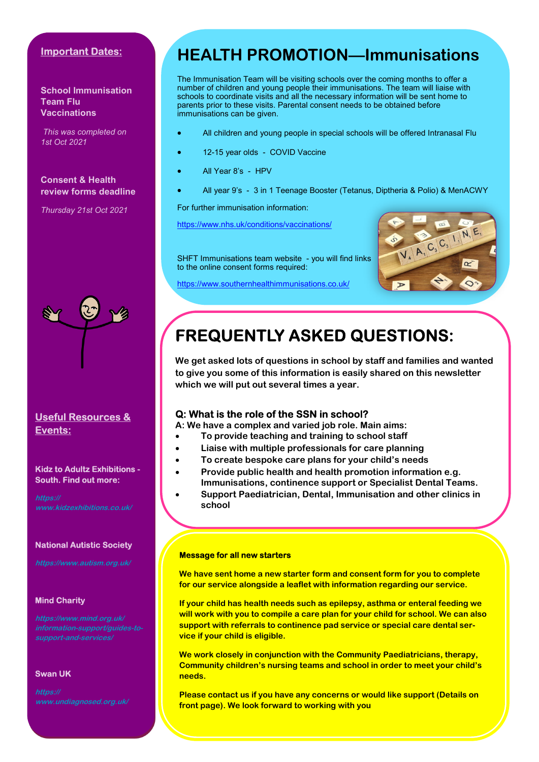## Important Dates:

**School Immunisation Team Flu Vaccinations**

*This was completed on 1st Oct 2021*

**Consent & Health review forms deadline**

*Thursday 21st Oct 2021*

## Useful Resources & Events:

**Kidz to Adultz Exhibitions - South. Find out more:**

*https://www.kidzexhibitions.co.uk/*

**National Autistic Society**

*https://www.autism.org.uk/*

**Mind Charity**

*https://www.mind.org.uk/information-support/guides-to-support-and-services/*

**Swan UK**

*https://www.undiagnosed.org.uk/*

# HEALTH PROMOTION—Immunisations

The Immunisation Team will be visiting schools over the coming months to offer a number of children and young people their immunisations. The team will liaise with schools to coordinate visits and all the necessary information will be sent home to parents prior to these visits. Parental consent needs to be obtained before immunisations can be given.

- All children and young people in special schools will be offered Intranasal Flu
- 12-15 year olds - COVID Vaccine
- All Year 8's - HPV
- All year 9's - 3 in 1 Teenage Booster (Tetanus, Diptheria & Polio) & MenACWY

For further immunisation information:

https://www.nhs.uk/conditions/vaccinations/

SHFT Immunisations team website - you will find links to the online consent forms required:

https://www.southernhealthimmunisations.co.uk/

# FREQUENTLY ASKED QUESTIONS:

**We get asked lots of questions in school by staff and families and wanted to give you some of this information is easily shared on this newsletter which we will put out several times a year.**

**Q: What is the role of the SSN in school?**

**A: We have a complex and varied job role. Main aims:**

- **To provide teaching and training to school staff**
- **Liaise with multiple professionals for care planning**
- **To create bespoke care plans for your child's needs**
- **Provide public health and health promotion information e.g. Immunisations, continence support or Specialist Dental Teams.**
- **Support Paediatrician, Dental, Immunisation and other clinics in school**

**Message for all new starters**

**We have sent home a new starter form and consent form for you to complete for our service alongside a leaflet with information regarding our service.**

**If your child has health needs such as epilepsy, asthma or enteral feeding we will work with you to compile a care plan for your child for school. We can also support with referrals to continence pad service or special care dental service if your child is eligible.**

**We work closely in conjunction with the Community Paediatricians, therapy, Community children's nursing teams and school in order to meet your child's needs.**

**Please contact us if you have any concerns or would like support (Details on front page). We look forward to working with you**